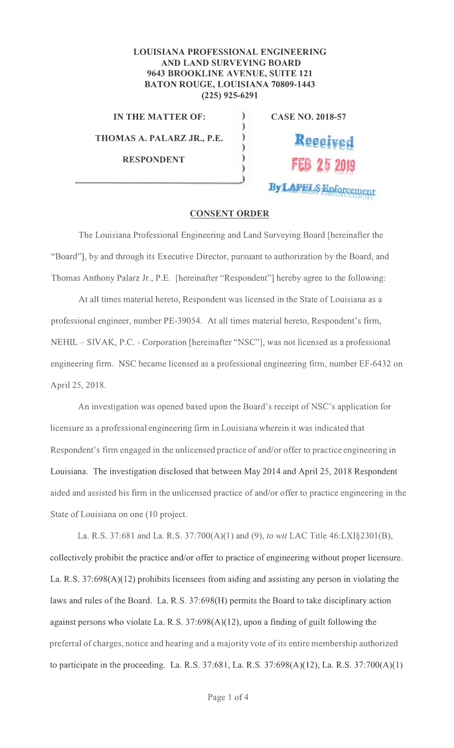**LOUISIANA PROFESSIONAL ENGINEERING AND LAND SURVEYING BOARD**
**9643 BROOKLINE AVENUE, SUITE 121**
**BATON ROUGE, LOUISIANA 70809-1443**
**(225) 925-6291**

**IN THE MATTER OF:**

**THOMAS A. PALARZ JR., P.E.**

**RESPONDENT**

**CASE NO. 2018-57**

Received
FEB 25 2019
By LAPELS Enforcement

## CONSENT ORDER

The Louisiana Professional Engineering and Land Surveying Board [hereinafter the "Board"], by and through its Executive Director, pursuant to authorization by the Board, and Thomas Anthony Palarz Jr., P.E. [hereinafter "Respondent"] hereby agree to the following:

At all times material hereto, Respondent was licensed in the State of Louisiana as a professional engineer, number PE-39054. At all times material hereto, Respondent's firm, NEHIL – SIVAK, P.C. - Corporation [hereinafter "NSC"], was not licensed as a professional engineering firm. NSC became licensed as a professional engineering firm, number EF-6432 on April 25, 2018.

An investigation was opened based upon the Board's receipt of NSC's application for licensure as a professional engineering firm in Louisiana wherein it was indicated that Respondent's firm engaged in the unlicensed practice of and/or offer to practice engineering in Louisiana. The investigation disclosed that between May 2014 and April 25, 2018 Respondent aided and assisted his firm in the unlicensed practice of and/or offer to practice engineering in the State of Louisiana on one (10 project.

La. R.S. 37:681 and La. R.S. 37:700(A)(1) and (9), *to wit* LAC Title 46:LXI§2301(B), collectively prohibit the practice and/or offer to practice of engineering without proper licensure. La. R.S. 37:698(A)(12) prohibits licensees from aiding and assisting any person in violating the laws and rules of the Board. La. R.S. 37:698(H) permits the Board to take disciplinary action against persons who violate La. R.S. 37:698(A)(12), upon a finding of guilt following the preferral of charges, notice and hearing and a majority vote of its entire membership authorized to participate in the proceeding. La. R.S. 37:681, La. R.S. 37:698(A)(12), La. R.S. 37:700(A)(1)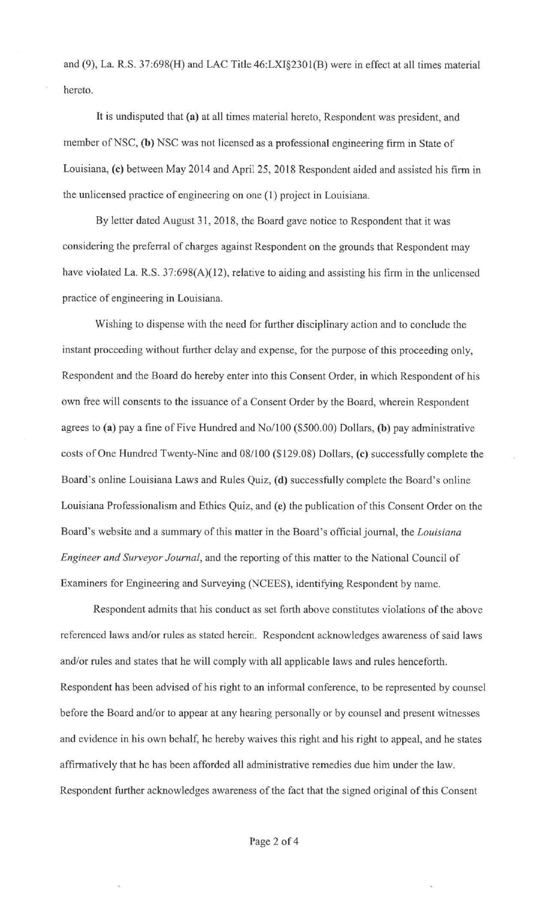and (9), La. R.S. 37:698(H) and LAC Title 46:LXI§2301(B) were in effect at all times material hereto.

It is undisputed that **(a)** at all times material hereto, Respondent was president, and member of NSC, **(b)** NSC was not licensed as a professional engineering firm in State of Louisiana, **(c)** between May 2014 and April 25, 2018 Respondent aided and assisted his firm in the unlicensed practice of engineering on one (1) project in Louisiana.

By letter dated August 31, 2018, the Board gave notice to Respondent that it was considering the preferral of charges against Respondent on the grounds that Respondent may have violated La. R.S. 37:698(A)(12), relative to aiding and assisting his firm in the unlicensed practice of engineering in Louisiana.

Wishing to dispense with the need for further disciplinary action and to conclude the instant proceeding without further delay and expense, for the purpose of this proceeding only, Respondent and the Board do hereby enter into this Consent Order, in which Respondent of his own free will consents to the issuance of a Consent Order by the Board, wherein Respondent agrees to **(a)** pay a fine of Five Hundred and No/100 ($500.00) Dollars, **(b)** pay administrative costs of One Hundred Twenty-Nine and 08/100 ($129.08) Dollars, **(c)** successfully complete the Board's online Louisiana Laws and Rules Quiz, **(d)** successfully complete the Board's online Louisiana Professionalism and Ethics Quiz, and **(e)** the publication of this Consent Order on the Board's website and a summary of this matter in the Board's official journal, the *Louisiana Engineer and Surveyor Journal*, and the reporting of this matter to the National Council of Examiners for Engineering and Surveying (NCEES), identifying Respondent by name.

Respondent admits that his conduct as set forth above constitutes violations of the above referenced laws and/or rules as stated herein. Respondent acknowledges awareness of said laws and/or rules and states that he will comply with all applicable laws and rules henceforth. Respondent has been advised of his right to an informal conference, to be represented by counsel before the Board and/or to appear at any hearing personally or by counsel and present witnesses and evidence in his own behalf, he hereby waives this right and his right to appeal, and he states affirmatively that he has been afforded all administrative remedies due him under the law. Respondent further acknowledges awareness of the fact that the signed original of this Consent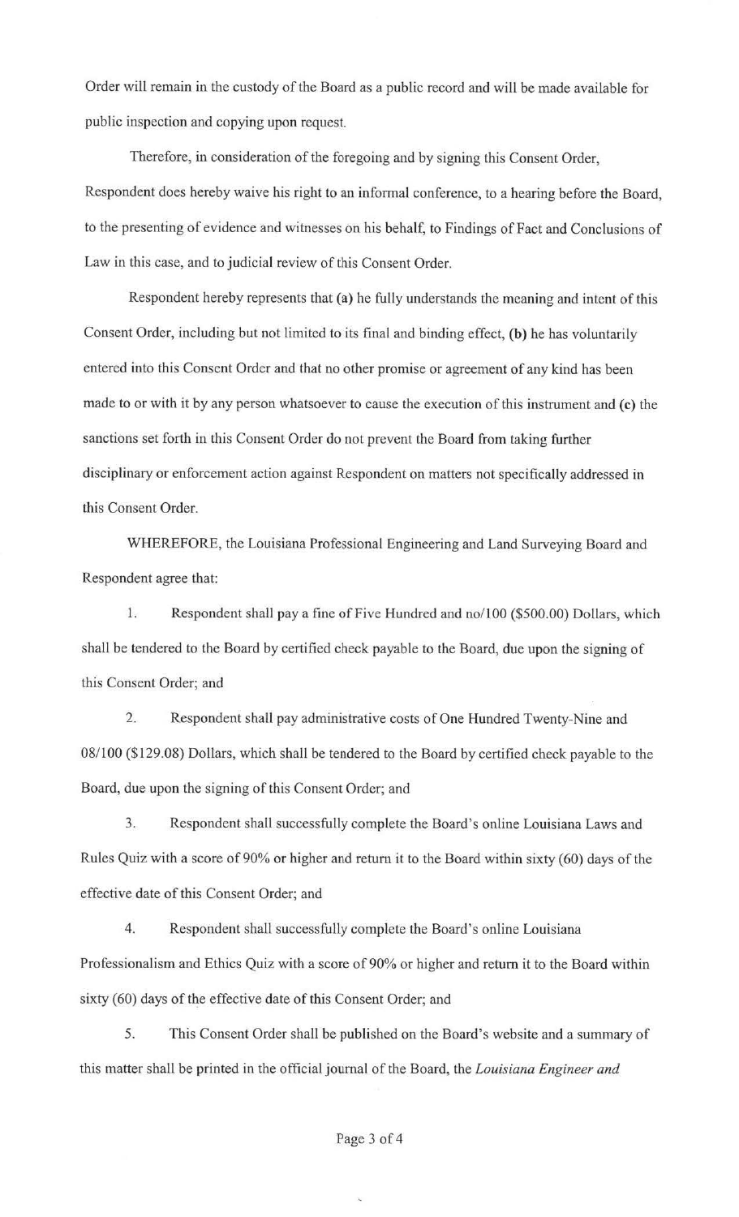Order will remain in the custody of the Board as a public record and will be made available for public inspection and copying upon request.

Therefore, in consideration of the foregoing and by signing this Consent Order, Respondent does hereby waive his right to an informal conference, to a hearing before the Board, to the presenting of evidence and witnesses on his behalf, to Findings of Fact and Conclusions of Law in this case, and to judicial review of this Consent Order.

Respondent hereby represents that **(a)** he fully understands the meaning and intent of this Consent Order, including but not limited to its final and binding effect, **(b)** he has voluntarily entered into this Consent Order and that no other promise or agreement of any kind has been made to or with it by any person whatsoever to cause the execution of this instrument and **(c)** the sanctions set forth in this Consent Order do not prevent the Board from taking further disciplinary or enforcement action against Respondent on matters not specifically addressed in this Consent Order.

WHEREFORE, the Louisiana Professional Engineering and Land Surveying Board and Respondent agree that:

1. Respondent shall pay a fine of Five Hundred and no/100 ($500.00) Dollars, which shall be tendered to the Board by certified check payable to the Board, due upon the signing of this Consent Order; and

2. Respondent shall pay administrative costs of One Hundred Twenty-Nine and 08/100 ($129.08) Dollars, which shall be tendered to the Board by certified check payable to the Board, due upon the signing of this Consent Order; and

3. Respondent shall successfully complete the Board's online Louisiana Laws and Rules Quiz with a score of 90% or higher and return it to the Board within sixty (60) days of the effective date of this Consent Order; and

4. Respondent shall successfully complete the Board's online Louisiana Professionalism and Ethics Quiz with a score of 90% or higher and return it to the Board within sixty (60) days of the effective date of this Consent Order; and

5. This Consent Order shall be published on the Board's website and a summary of this matter shall be printed in the official journal of the Board, the *Louisiana Engineer and*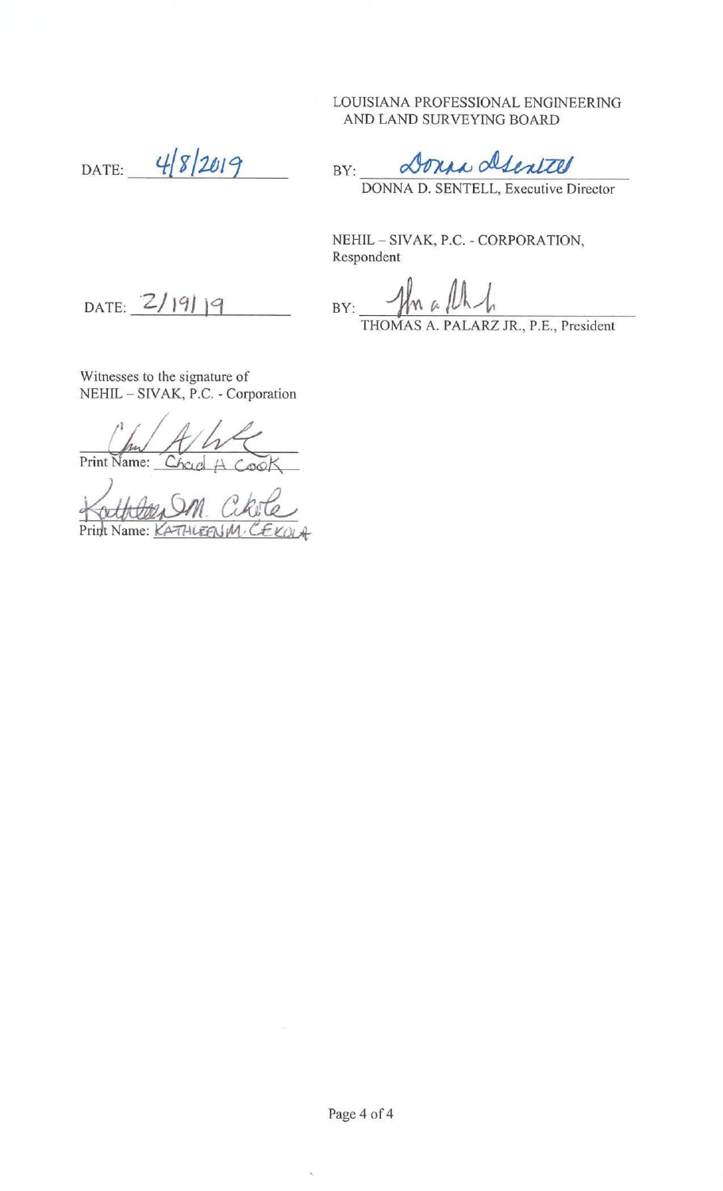LOUISIANA PROFESSIONAL ENGINEERING AND LAND SURVEYING BOARD

DATE: 4/8/2019

BY: Donna Sentell
DONNA D. SENTELL, Executive Director

NEHIL – SIVAK, P.C. - CORPORATION,
Respondent

DATE: 2/19/19

BY: Thomas A. Palarz Jr.
THOMAS A. PALARZ JR., P.E., President

Witnesses to the signature of
NEHIL – SIVAK, P.C. - Corporation

Chad A. Cook
Print Name: Chad A Cook

Kathleen M. Cekola
Print Name: KATHLEEN M. CEKOLA